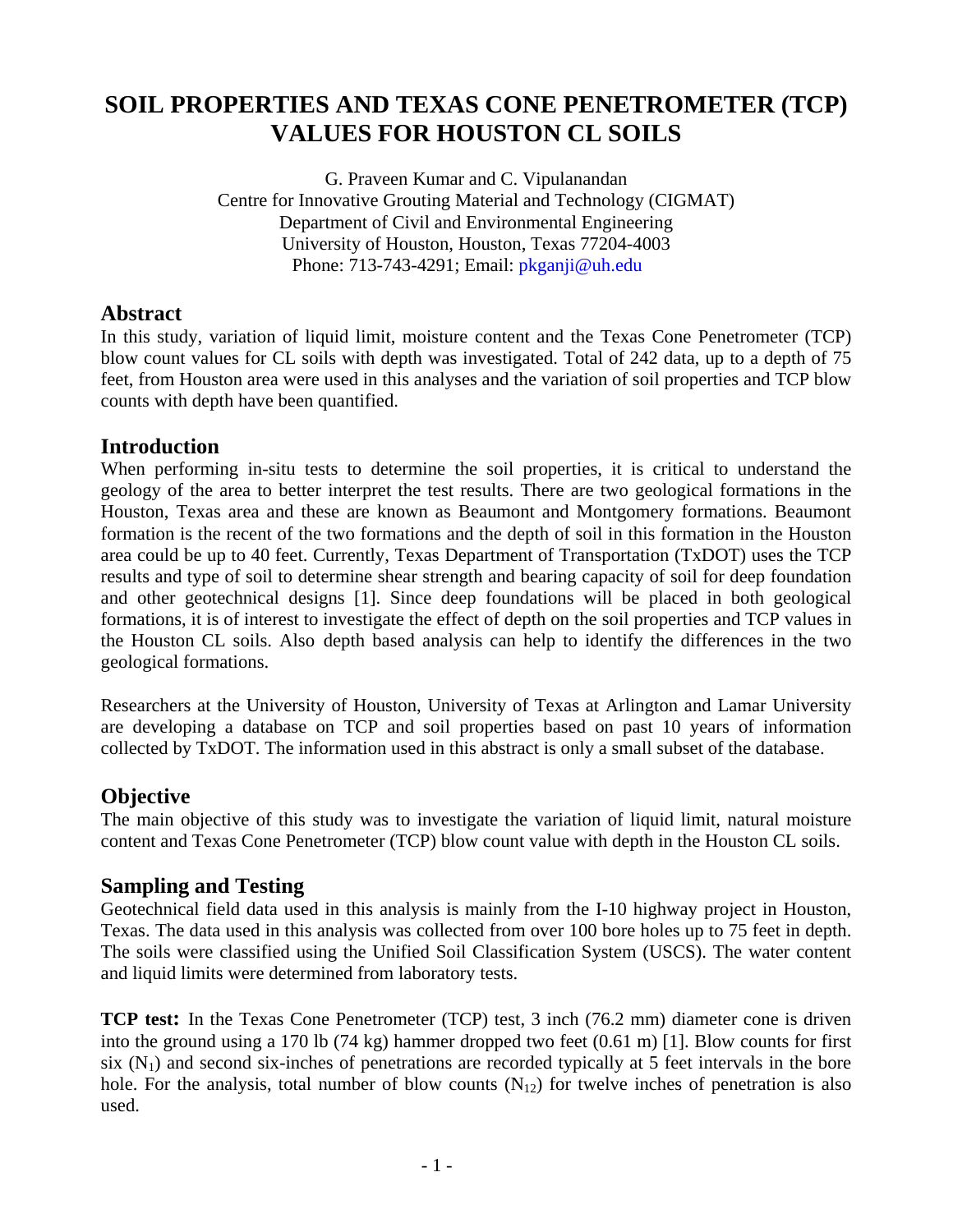# SOIL PROPERTIES AND TEXAS CONE PENETROMETER (TCP) VALUES FOR HOUSTON CL SOILS

G. Praveen Kumar and C. Vipulanandan
Centre for Innovative Grouting Material and Technology (CIGMAT)
Department of Civil and Environmental Engineering
University of Houston, Houston, Texas 77204-4003
Phone: 713-743-4291; Email: pkganji@uh.edu

## Abstract

In this study, variation of liquid limit, moisture content and the Texas Cone Penetrometer (TCP) blow count values for CL soils with depth was investigated. Total of 242 data, up to a depth of 75 feet, from Houston area were used in this analyses and the variation of soil properties and TCP blow counts with depth have been quantified.

## Introduction

When performing in-situ tests to determine the soil properties, it is critical to understand the geology of the area to better interpret the test results. There are two geological formations in the Houston, Texas area and these are known as Beaumont and Montgomery formations. Beaumont formation is the recent of the two formations and the depth of soil in this formation in the Houston area could be up to 40 feet. Currently, Texas Department of Transportation (TxDOT) uses the TCP results and type of soil to determine shear strength and bearing capacity of soil for deep foundation and other geotechnical designs [1]. Since deep foundations will be placed in both geological formations, it is of interest to investigate the effect of depth on the soil properties and TCP values in the Houston CL soils. Also depth based analysis can help to identify the differences in the two geological formations.

Researchers at the University of Houston, University of Texas at Arlington and Lamar University are developing a database on TCP and soil properties based on past 10 years of information collected by TxDOT. The information used in this abstract is only a small subset of the database.

## Objective

The main objective of this study was to investigate the variation of liquid limit, natural moisture content and Texas Cone Penetrometer (TCP) blow count value with depth in the Houston CL soils.

## Sampling and Testing

Geotechnical field data used in this analysis is mainly from the I-10 highway project in Houston, Texas. The data used in this analysis was collected from over 100 bore holes up to 75 feet in depth. The soils were classified using the Unified Soil Classification System (USCS). The water content and liquid limits were determined from laboratory tests.

**TCP test:** In the Texas Cone Penetrometer (TCP) test, 3 inch (76.2 mm) diameter cone is driven into the ground using a 170 lb (74 kg) hammer dropped two feet (0.61 m) [1]. Blow counts for first six ($N_1$) and second six-inches of penetrations are recorded typically at 5 feet intervals in the bore hole. For the analysis, total number of blow counts ($N_{12}$) for twelve inches of penetration is also used.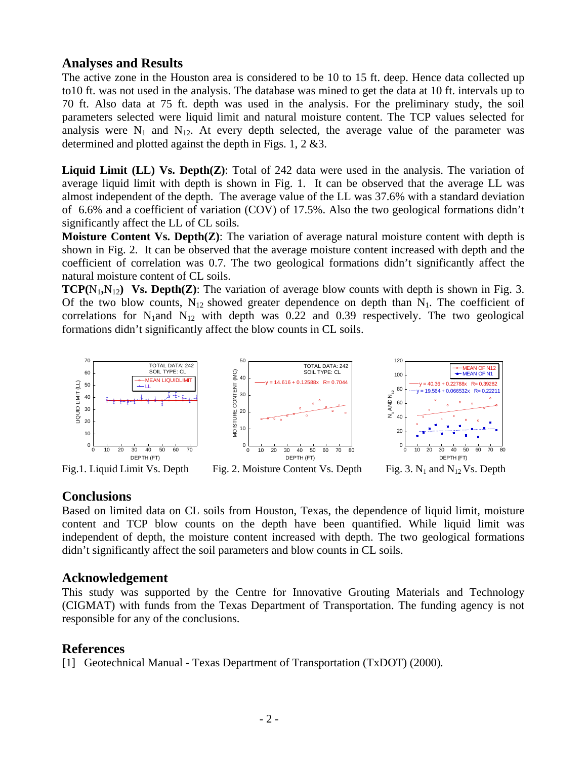## Analyses and Results

The active zone in the Houston area is considered to be 10 to 15 ft. deep. Hence data collected up to10 ft. was not used in the analysis. The database was mined to get the data at 10 ft. intervals up to 70 ft. Also data at 75 ft. depth was used in the analysis. For the preliminary study, the soil parameters selected were liquid limit and natural moisture content. The TCP values selected for analysis were $N_1$ and $N_{12}$. At every depth selected, the average value of the parameter was determined and plotted against the depth in Figs. 1, 2 &3.

**Liquid Limit (LL) Vs. Depth(Z)**: Total of 242 data were used in the analysis. The variation of average liquid limit with depth is shown in Fig. 1. It can be observed that the average LL was almost independent of the depth. The average value of the LL was 37.6% with a standard deviation of 6.6% and a coefficient of variation (COV) of 17.5%. Also the two geological formations didn't significantly affect the LL of CL soils.

**Moisture Content Vs. Depth(Z)**: The variation of average natural moisture content with depth is shown in Fig. 2. It can be observed that the average moisture content increased with depth and the coefficient of correlation was 0.7. The two geological formations didn't significantly affect the natural moisture content of CL soils.

**TCP($N_1$,$N_{12}$) Vs. Depth(Z)**: The variation of average blow counts with depth is shown in Fig. 3. Of the two blow counts, $N_{12}$ showed greater dependence on depth than $N_1$. The coefficient of correlations for $N_1$and $N_{12}$ with depth was 0.22 and 0.39 respectively. The two geological formations didn't significantly affect the blow counts in CL soils.

TOTAL DATA: 242
SOIL TYPE: CL
MEAN LIQUIDLIMIT
LL
LIQUID LIMIT (LL)
DEPTH (FT)

Fig.1. Liquid Limit Vs. Depth

TOTAL DATA: 242
SOIL TYPE: CL
y = 14.616 + 0.12588x R= 0.7044
MOISTURE CONTENT (MC)
DEPTH (FT)

Fig. 2. Moisture Content Vs. Depth

MEAN OF N12
MEAN OF N1
y = 40.36 + 0.22788x R= 0.39282
y = 19.564 + 0.066532x R= 0.22211
$N_1$ AND $N_{12}$
DEPTH (FT)

Fig. 3. $N_1$ and $N_{12}$ Vs. Depth

## Conclusions

Based on limited data on CL soils from Houston, Texas, the dependence of liquid limit, moisture content and TCP blow counts on the depth have been quantified. While liquid limit was independent of depth, the moisture content increased with depth. The two geological formations didn't significantly affect the soil parameters and blow counts in CL soils.

## Acknowledgement

This study was supported by the Centre for Innovative Grouting Materials and Technology (CIGMAT) with funds from the Texas Department of Transportation. The funding agency is not responsible for any of the conclusions.

## References

[1] Geotechnical Manual - Texas Department of Transportation (TxDOT) (2000).